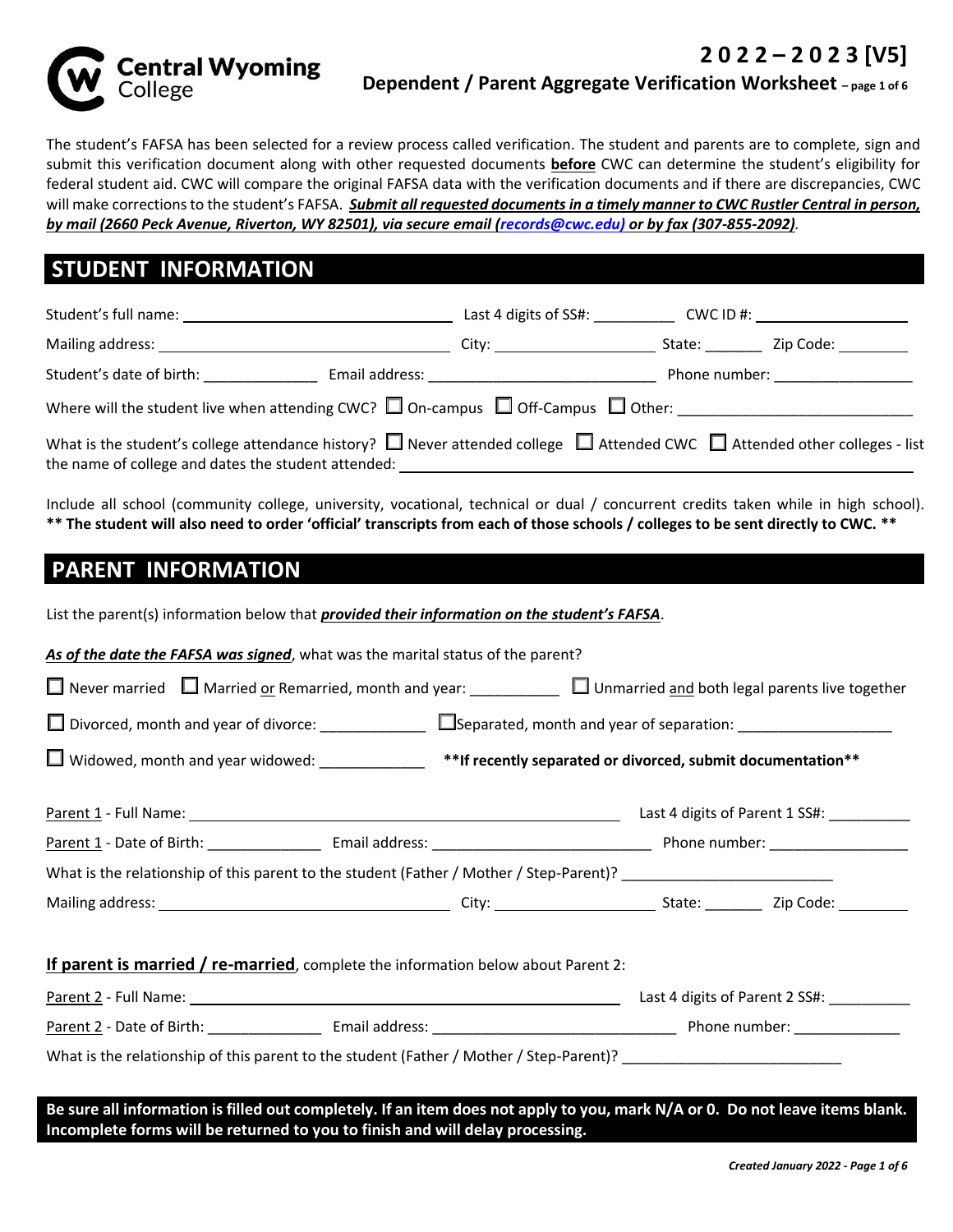# Central Wyoming College

## 2022 – 2023 [V5]

## Dependent / Parent Aggregate Verification Worksheet – page 1 of 6

The student's FAFSA has been selected for a review process called verification. The student and parents are to complete, sign and submit this verification document along with other requested documents **before** CWC can determine the student's eligibility for federal student aid. CWC will compare the original FAFSA data with the verification documents and if there are discrepancies, CWC will make corrections to the student's FAFSA. ***Submit all requested documents in a timely manner to CWC Rustler Central in person, by mail (2660 Peck Avenue, Riverton, WY 82501), via secure email (records@cwc.edu) or by fax (307-855-2092).***

## STUDENT INFORMATION

Student's full name: ______________________ Last 4 digits of SS#: __________ CWC ID #: ______________

Mailing address: ______________________ City: ______________ State: _______ Zip Code: ________

Student's date of birth: ______________ Email address: ______________________ Phone number: ______________

Where will the student live when attending CWC? ☐ On-campus ☐ Off-Campus ☐ Other: ______________________

What is the student's college attendance history? ☐ Never attended college ☐ Attended CWC ☐ Attended other colleges - list the name of college and dates the student attended: ______________________

Include all school (community college, university, vocational, technical or dual / concurrent credits taken while in high school). **\*\* The student will also need to order 'official' transcripts from each of those schools / colleges to be sent directly to CWC. \*\***

## PARENT INFORMATION

List the parent(s) information below that ***provided their information on the student's FAFSA***.

***As of the date the FAFSA was signed***, what was the marital status of the parent?

☐ Never married ☐ Married or Remarried, month and year: ___________ ☐ Unmarried and both legal parents live together

☐ Divorced, month and year of divorce: _____________ ☐ Separated, month and year of separation: __________________

☐ Widowed, month and year widowed: _____________ **\*\*If recently separated or divorced, submit documentation\*\***

Parent 1 - Full Name: ______________________________ Last 4 digits of Parent 1 SS#: __________

Parent 1 - Date of Birth: ______________ Email address: ______________________ Phone number: ______________

What is the relationship of this parent to the student (Father / Mother / Step-Parent)? ______________________

Mailing address: ______________________ City: ______________ State: _______ Zip Code: ________

**If parent is married / re-married**, complete the information below about Parent 2:

Parent 2 - Full Name: ______________________________ Last 4 digits of Parent 2 SS#: __________

Parent 2 - Date of Birth: ______________ Email address: ______________________ Phone number: ______________

What is the relationship of this parent to the student (Father / Mother / Step-Parent)? ______________________

**Be sure all information is filled out completely. If an item does not apply to you, mark N/A or 0. Do not leave items blank. Incomplete forms will be returned to you to finish and will delay processing.**

*Created January 2022*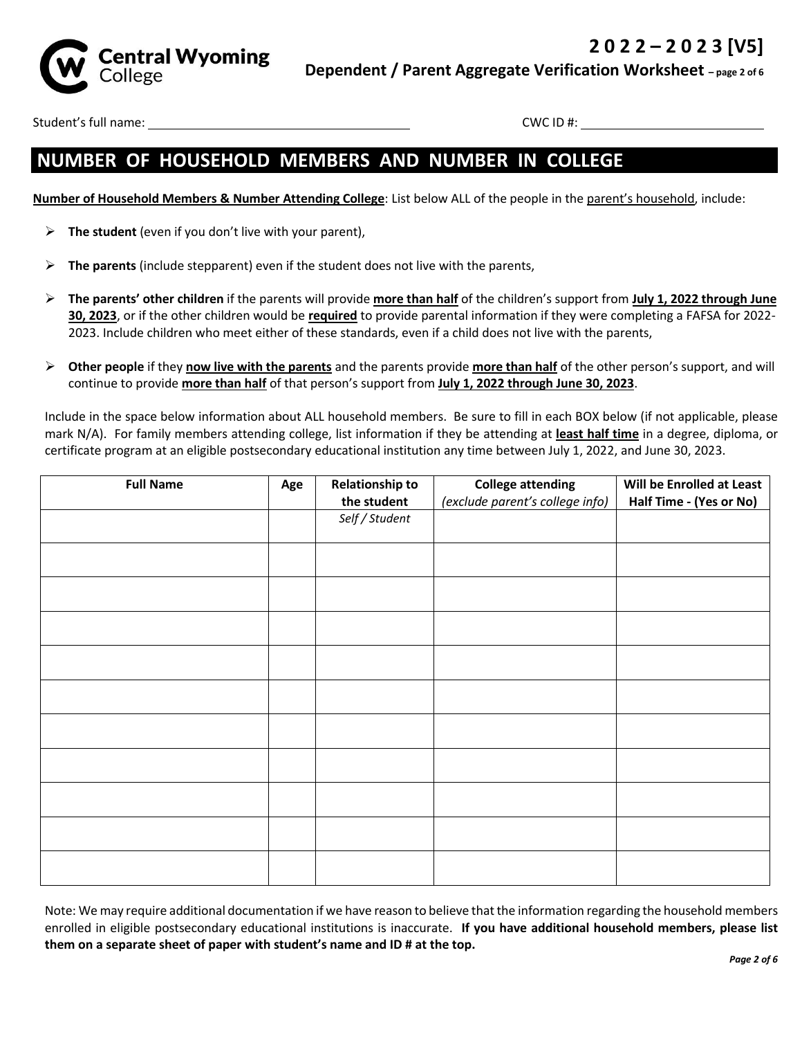Student's full name: ______________________ CWC ID #: ______________________

## NUMBER OF HOUSEHOLD MEMBERS AND NUMBER IN COLLEGE

**Number of Household Members & Number Attending College**: List below ALL of the people in the parent's household, include:

- **The student** (even if you don't live with your parent),
- **The parents** (include stepparent) even if the student does not live with the parents,
- **The parents' other children** if the parents will provide **more than half** of the children's support from **July 1, 2022 through June 30, 2023**, or if the other children would be **required** to provide parental information if they were completing a FAFSA for 2022-2023. Include children who meet either of these standards, even if a child does not live with the parents,
- **Other people** if they **now live with the parents** and the parents provide **more than half** of the other person's support, and will continue to provide **more than half** of that person's support from **July 1, 2022 through June 30, 2023**.

Include in the space below information about ALL household members. Be sure to fill in each BOX below (if not applicable, please mark N/A). For family members attending college, list information if they be attending at **least half time** in a degree, diploma, or certificate program at an eligible postsecondary educational institution any time between July 1, 2022, and June 30, 2023.

| Full Name | Age | Relationship to the student | College attending *(exclude parent's college info)* | Will be Enrolled at Least Half Time - (Yes or No) |
|---|---|---|---|---|
| | | *Self / Student* | | |
| | | | | |
| | | | | |
| | | | | |
| | | | | |
| | | | | |
| | | | | |
| | | | | |
| | | | | |
| | | | | |
| | | | | |

Note: We may require additional documentation if we have reason to believe that the information regarding the household members enrolled in eligible postsecondary educational institutions is inaccurate. **If you have additional household members, please list them on a separate sheet of paper with student's name and ID # at the top.**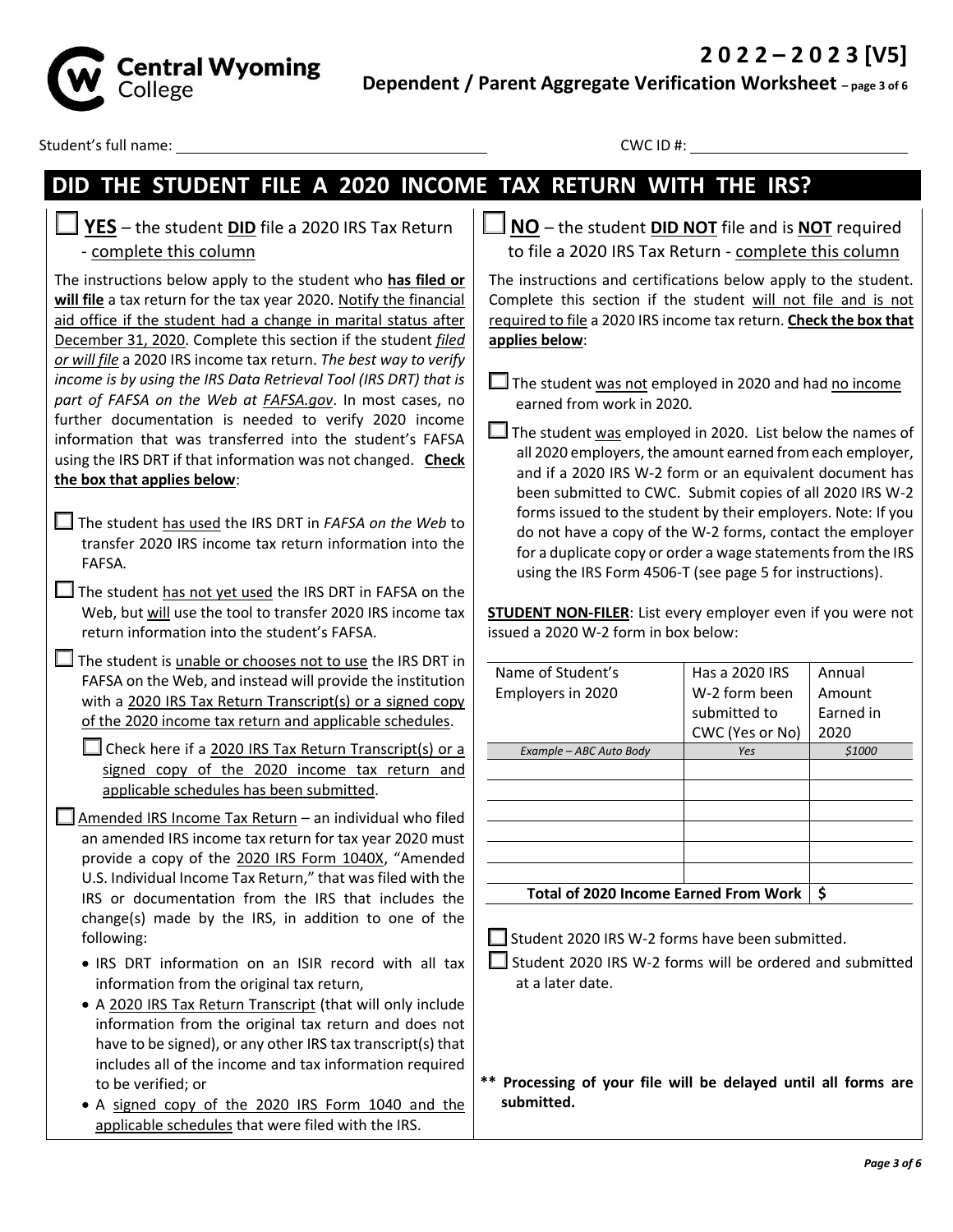**2 0 2 2 – 2 0 2 3 [V5]**

**Dependent / Parent Aggregate Verification Worksheet – page 3 of 6**

Student's full name: ______________________ CWC ID #: ______________________

# DID THE STUDENT FILE A 2020 INCOME TAX RETURN WITH THE IRS?

## ☐ YES – the student DID file a 2020 IRS Tax Return - complete this column

The instructions below apply to the student who **has filed or will file** a tax return for the tax year 2020. Notify the financial aid office if the student had a change in marital status after December 31, 2020. Complete this section if the student *filed or will file* a 2020 IRS income tax return. *The best way to verify income is by using the IRS Data Retrieval Tool (IRS DRT) that is part of FAFSA on the Web at FAFSA.gov*. In most cases, no further documentation is needed to verify 2020 income information that was transferred into the student's FAFSA using the IRS DRT if that information was not changed. **Check the box that applies below**:

☐ The student has used the IRS DRT in *FAFSA on the Web* to transfer 2020 IRS income tax return information into the FAFSA.

☐ The student has not yet used the IRS DRT in FAFSA on the Web, but will use the tool to transfer 2020 IRS income tax return information into the student's FAFSA.

☐ The student is unable or chooses not to use the IRS DRT in FAFSA on the Web, and instead will provide the institution with a 2020 IRS Tax Return Transcript(s) or a signed copy of the 2020 income tax return and applicable schedules.

☐ Check here if a 2020 IRS Tax Return Transcript(s) or a signed copy of the 2020 income tax return and applicable schedules has been submitted.

☐ Amended IRS Income Tax Return – an individual who filed an amended IRS income tax return for tax year 2020 must provide a copy of the 2020 IRS Form 1040X, "Amended U.S. Individual Income Tax Return," that was filed with the IRS or documentation from the IRS that includes the change(s) made by the IRS, in addition to one of the following:

- IRS DRT information on an ISIR record with all tax information from the original tax return,
- A 2020 IRS Tax Return Transcript (that will only include information from the original tax return and does not have to be signed), or any other IRS tax transcript(s) that includes all of the income and tax information required to be verified; or
- A signed copy of the 2020 IRS Form 1040 and the applicable schedules that were filed with the IRS.

## ☐ NO – the student DID NOT file and is NOT required to file a 2020 IRS Tax Return - complete this column

The instructions and certifications below apply to the student. Complete this section if the student will not file and is not required to file a 2020 IRS income tax return. **Check the box that applies below**:

☐ The student was not employed in 2020 and had no income earned from work in 2020.

☐ The student was employed in 2020. List below the names of all 2020 employers, the amount earned from each employer, and if a 2020 IRS W-2 form or an equivalent document has been submitted to CWC. Submit copies of all 2020 IRS W-2 forms issued to the student by their employers. Note: If you do not have a copy of the W-2 forms, contact the employer for a duplicate copy or order a wage statements from the IRS using the IRS Form 4506-T (see page 5 for instructions).

**STUDENT NON-FILER**: List every employer even if you were not issued a 2020 W-2 form in box below:

| Name of Student's Employers in 2020 | Has a 2020 IRS W-2 form been submitted to CWC (Yes or No) | Annual Amount Earned in 2020 |
|---|---|---|
| *Example – ABC Auto Body* | *Yes* | *$1000* |
| | | |
| | | |
| | | |
| | | |
| | | |
| | | |
| **Total of 2020 Income Earned From Work** | | **$** |

☐ Student 2020 IRS W-2 forms have been submitted.

☐ Student 2020 IRS W-2 forms will be ordered and submitted at a later date.

**\*\* Processing of your file will be delayed until all forms are submitted.**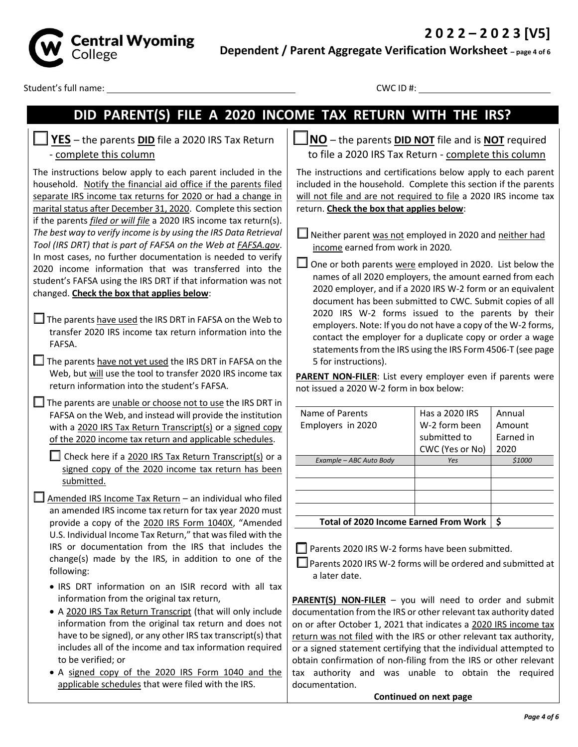Student's full name: \_\_\_\_\_\_\_\_\_\_\_\_\_\_\_\_\_\_\_\_ CWC ID #: \_\_\_\_\_\_\_\_\_\_\_\_\_\_\_\_\_\_\_\_

# DID PARENT(S) FILE A 2020 INCOME TAX RETURN WITH THE IRS?

☐ **YES** – the parents **DID** file a 2020 IRS Tax Return - complete this column

The instructions below apply to each parent included in the household. Notify the financial aid office if the parents filed separate IRS income tax returns for 2020 or had a change in marital status after December 31, 2020. Complete this section if the parents *filed or will file* a 2020 IRS income tax return(s). *The best way to verify income is by using the IRS Data Retrieval Tool (IRS DRT) that is part of FAFSA on the Web at FAFSA.gov*. In most cases, no further documentation is needed to verify 2020 income information that was transferred into the student's FAFSA using the IRS DRT if that information was not changed. **Check the box that applies below**:

☐ The parents have used the IRS DRT in FAFSA on the Web to transfer 2020 IRS income tax return information into the FAFSA.

☐ The parents have not yet used the IRS DRT in FAFSA on the Web, but will use the tool to transfer 2020 IRS income tax return information into the student's FAFSA.

☐ The parents are unable or choose not to use the IRS DRT in FAFSA on the Web, and instead will provide the institution with a 2020 IRS Tax Return Transcript(s) or a signed copy of the 2020 income tax return and applicable schedules.

☐ Check here if a 2020 IRS Tax Return Transcript(s) or a signed copy of the 2020 income tax return has been submitted.

☐ Amended IRS Income Tax Return – an individual who filed an amended IRS income tax return for tax year 2020 must provide a copy of the 2020 IRS Form 1040X, "Amended U.S. Individual Income Tax Return," that was filed with the IRS or documentation from the IRS that includes the change(s) made by the IRS, in addition to one of the following:

- IRS DRT information on an ISIR record with all tax information from the original tax return,
- A 2020 IRS Tax Return Transcript (that will only include information from the original tax return and does not have to be signed), or any other IRS tax transcript(s) that includes all of the income and tax information required to be verified; or
- A signed copy of the 2020 IRS Form 1040 and the applicable schedules that were filed with the IRS.

☐ **NO** – the parents **DID NOT** file and is **NOT** required to file a 2020 IRS Tax Return - complete this column

The instructions and certifications below apply to each parent included in the household. Complete this section if the parents will not file and are not required to file a 2020 IRS income tax return. **Check the box that applies below**:

☐ Neither parent was not employed in 2020 and neither had income earned from work in 2020.

☐ One or both parents were employed in 2020. List below the names of all 2020 employers, the amount earned from each 2020 employer, and if a 2020 IRS W-2 form or an equivalent document has been submitted to CWC. Submit copies of all 2020 IRS W-2 forms issued to the parents by their employers. Note: If you do not have a copy of the W-2 forms, contact the employer for a duplicate copy or order a wage statements from the IRS using the IRS Form 4506-T (see page 5 for instructions).

**PARENT NON-FILER**: List every employer even if parents were not issued a 2020 W-2 form in box below:

| Name of Parents Employers in 2020 | Has a 2020 IRS W-2 form been submitted to CWC (Yes or No) | Annual Amount Earned in 2020 |
|---|---|---|
| *Example – ABC Auto Body* | *Yes* | *$1000* |
| | | |
| | | |
| | | |
| | | |
| **Total of 2020 Income Earned From Work** | | **$** |

☐ Parents 2020 IRS W-2 forms have been submitted.

☐ Parents 2020 IRS W-2 forms will be ordered and submitted at a later date.

**PARENT(S) NON-FILER** – you will need to order and submit documentation from the IRS or other relevant tax authority dated on or after October 1, 2021 that indicates a 2020 IRS income tax return was not filed with the IRS or other relevant tax authority, or a signed statement certifying that the individual attempted to obtain confirmation of non-filing from the IRS or other relevant tax authority and was unable to obtain the required documentation.

**Continued on next page**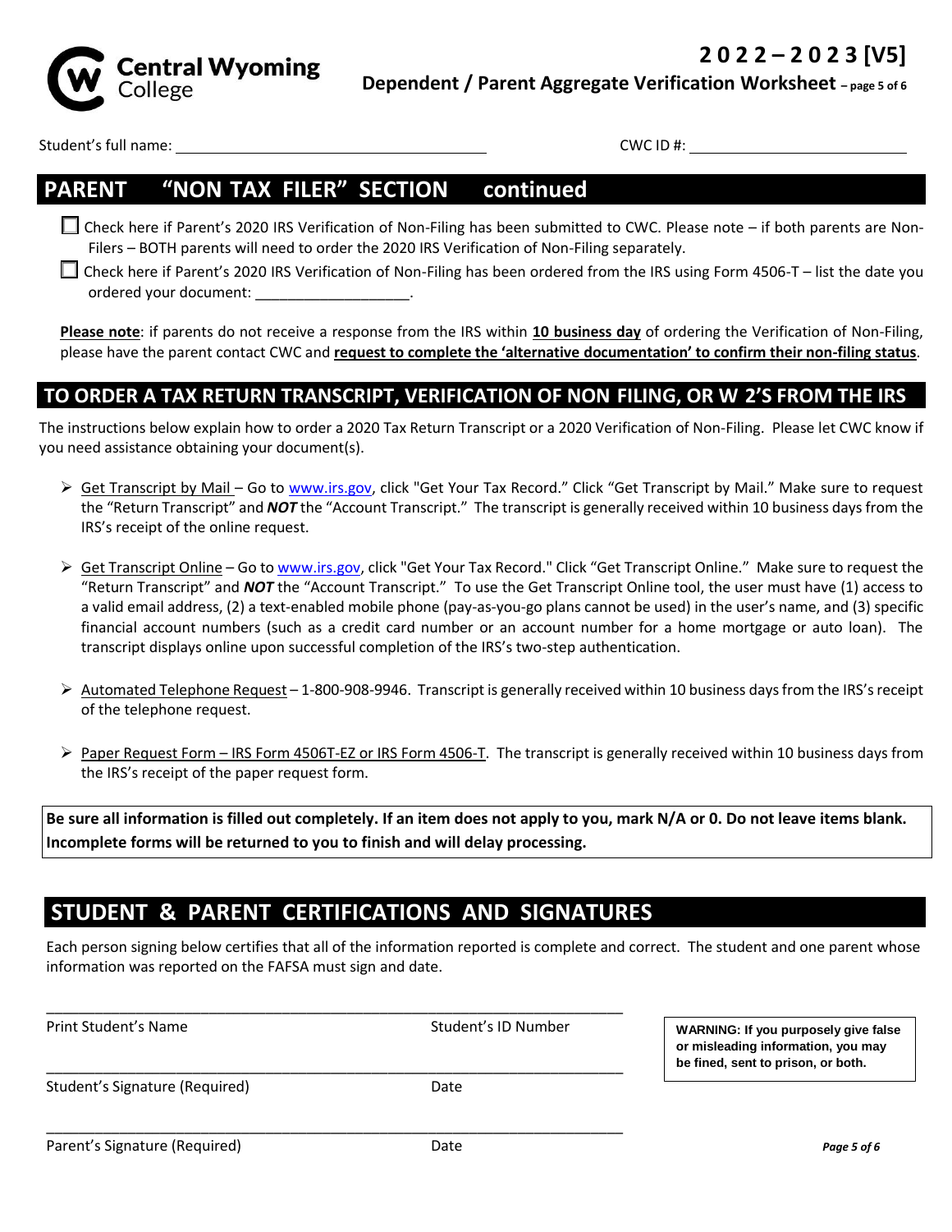# 2 0 2 2 – 2 0 2 3 [V5]

**Dependent / Parent Aggregate Verification Worksheet**

Student's full name: ______________________________ CWC ID #: ______________________

## PARENT "NON TAX FILER" SECTION continued

☐ Check here if Parent's 2020 IRS Verification of Non-Filing has been submitted to CWC. Please note – if both parents are Non-Filers – BOTH parents will need to order the 2020 IRS Verification of Non-Filing separately.

☐ Check here if Parent's 2020 IRS Verification of Non-Filing has been ordered from the IRS using Form 4506-T – list the date you ordered your document: ___________________.

**Please note**: if parents do not receive a response from the IRS within **10 business day** of ordering the Verification of Non-Filing, please have the parent contact CWC and **request to complete the 'alternative documentation' to confirm their non-filing status**.

## TO ORDER A TAX RETURN TRANSCRIPT, VERIFICATION OF NON FILING, OR W 2'S FROM THE IRS

The instructions below explain how to order a 2020 Tax Return Transcript or a 2020 Verification of Non-Filing. Please let CWC know if you need assistance obtaining your document(s).

- Get Transcript by Mail – Go to www.irs.gov, click "Get Your Tax Record." Click "Get Transcript by Mail." Make sure to request the "Return Transcript" and ***NOT*** the "Account Transcript." The transcript is generally received within 10 business days from the IRS's receipt of the online request.
- Get Transcript Online – Go to www.irs.gov, click "Get Your Tax Record." Click "Get Transcript Online." Make sure to request the "Return Transcript" and ***NOT*** the "Account Transcript." To use the Get Transcript Online tool, the user must have (1) access to a valid email address, (2) a text-enabled mobile phone (pay-as-you-go plans cannot be used) in the user's name, and (3) specific financial account numbers (such as a credit card number or an account number for a home mortgage or auto loan). The transcript displays online upon successful completion of the IRS's two-step authentication.
- Automated Telephone Request – 1-800-908-9946. Transcript is generally received within 10 business days from the IRS's receipt of the telephone request.
- Paper Request Form – IRS Form 4506T-EZ or IRS Form 4506-T. The transcript is generally received within 10 business days from the IRS's receipt of the paper request form.

**Be sure all information is filled out completely. If an item does not apply to you, mark N/A or 0. Do not leave items blank. Incomplete forms will be returned to you to finish and will delay processing.**

## STUDENT & PARENT CERTIFICATIONS AND SIGNATURES

Each person signing below certifies that all of the information reported is complete and correct. The student and one parent whose information was reported on the FAFSA must sign and date.

______________________________________________________________

Print Student's Name Student's ID Number

______________________________________________________________

Student's Signature (Required) Date

______________________________________________________________

Parent's Signature (Required) Date

**WARNING: If you purposely give false or misleading information, you may be fined, sent to prison, or both.**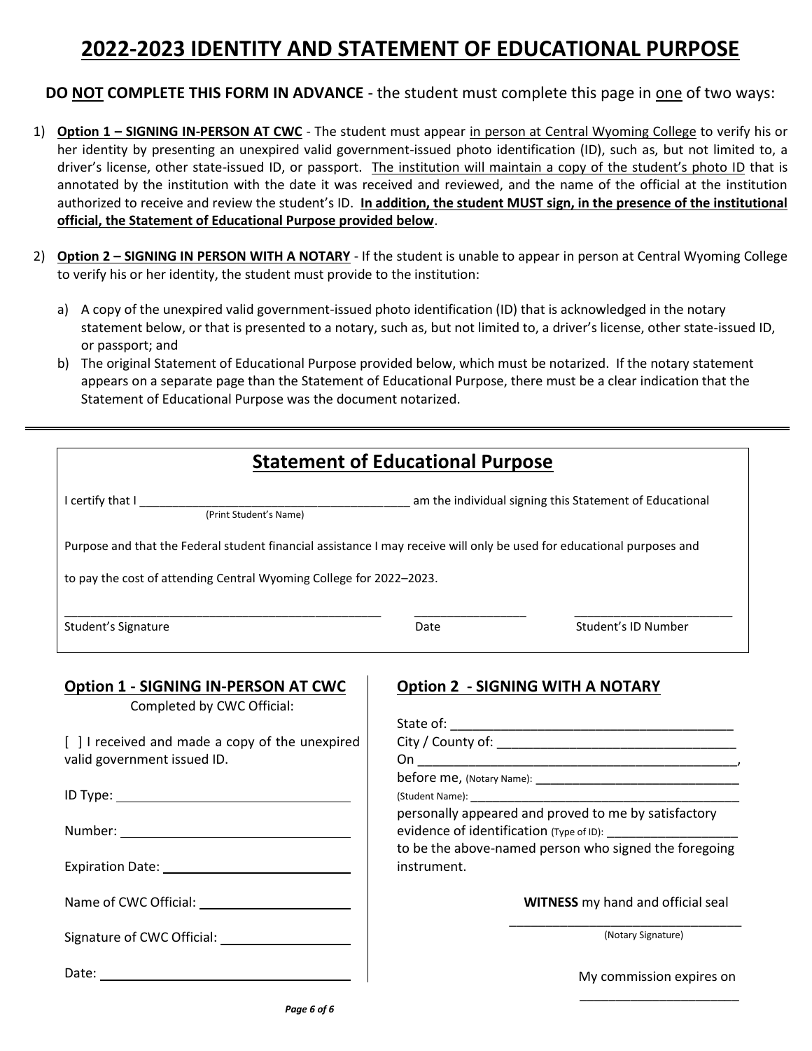# 2022-2023 IDENTITY AND STATEMENT OF EDUCATIONAL PURPOSE

**DO <u>NOT</u> COMPLETE THIS FORM IN ADVANCE** - the student must complete this page in <u>one</u> of two ways:

1) **<u>Option 1 – SIGNING IN-PERSON AT CWC</u>** - The student must appear <u>in person at Central Wyoming College</u> to verify his or her identity by presenting an unexpired valid government-issued photo identification (ID), such as, but not limited to, a driver's license, other state-issued ID, or passport. <u>The institution will maintain a copy of the student's photo ID</u> that is annotated by the institution with the date it was received and reviewed, and the name of the official at the institution authorized to receive and review the student's ID. **<u>In addition, the student MUST sign, in the presence of the institutional official, the Statement of Educational Purpose provided below</u>**.

2) **<u>Option 2 – SIGNING IN PERSON WITH A NOTARY</u>** - If the student is unable to appear in person at Central Wyoming College to verify his or her identity, the student must provide to the institution:

   a) A copy of the unexpired valid government-issued photo identification (ID) that is acknowledged in the notary statement below, or that is presented to a notary, such as, but not limited to, a driver's license, other state-issued ID, or passport; and
   b) The original Statement of Educational Purpose provided below, which must be notarized. If the notary statement appears on a separate page than the Statement of Educational Purpose, there must be a clear indication that the Statement of Educational Purpose was the document notarized.

---

## Statement of Educational Purpose

I certify that I ________________________________________ am the individual signing this Statement of Educational
(Print Student's Name)

Purpose and that the Federal student financial assistance I may receive will only be used for educational purposes and

to pay the cost of attending Central Wyoming College for 2022–2023.

_______________________________________________ ________________ _______________________

Student's Signature Date Student's ID Number

### Option 1 - SIGNING IN-PERSON AT CWC

Completed by CWC Official:

[ ] I received and made a copy of the unexpired valid government issued ID.

ID Type: ________________________________

Number: ________________________________

Expiration Date: ________________________

Name of CWC Official: ___________________

Signature of CWC Official: ________________

Date: __________________________________

### Option 2 - SIGNING WITH A NOTARY

State of: _______________________________________

City / County of: _________________________________

On ____________________________________________,

before me, (Notary Name): ____________________________

(Student Name): _______________________________________

personally appeared and proved to me by satisfactory evidence of identification (Type of ID): ___________________ to be the above-named person who signed the foregoing instrument.

**WITNESS** my hand and official seal

_________________________________
(Notary Signature)

My commission expires on

______________________